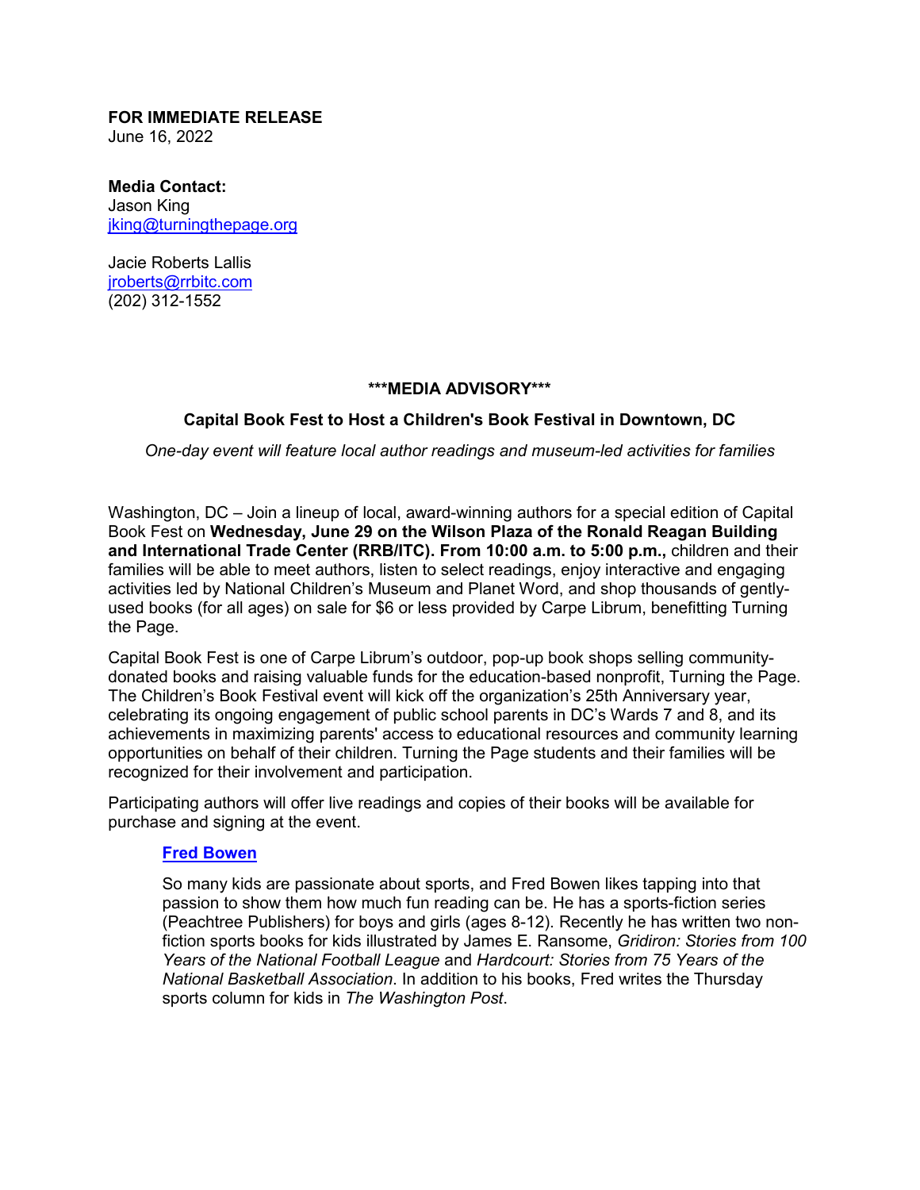**FOR IMMEDIATE RELEASE**
June 16, 2022

**Media Contact:**
Jason King
[jking@turningthepage.org](mailto:jking@turningthepage.org)

Jacie Roberts Lallis
[jroberts@rrbitc.com](mailto:jroberts@rrbitc.com)
(202) 312-1552

**\*\*\*MEDIA ADVISORY\*\*\***

## Capital Book Fest to Host a Children's Book Festival in Downtown, DC

*One-day event will feature local author readings and museum-led activities for families*

Washington, DC – Join a lineup of local, award-winning authors for a special edition of Capital Book Fest on **Wednesday, June 29 on the Wilson Plaza of the Ronald Reagan Building and International Trade Center (RRB/ITC). From 10:00 a.m. to 5:00 p.m.,** children and their families will be able to meet authors, listen to select readings, enjoy interactive and engaging activities led by National Children's Museum and Planet Word, and shop thousands of gently-used books (for all ages) on sale for $6 or less provided by Carpe Librum, benefitting Turning the Page.

Capital Book Fest is one of Carpe Librum's outdoor, pop-up book shops selling community-donated books and raising valuable funds for the education-based nonprofit, Turning the Page. The Children's Book Festival event will kick off the organization's 25th Anniversary year, celebrating its ongoing engagement of public school parents in DC's Wards 7 and 8, and its achievements in maximizing parents' access to educational resources and community learning opportunities on behalf of their children. Turning the Page students and their families will be recognized for their involvement and participation.

Participating authors will offer live readings and copies of their books will be available for purchase and signing at the event.

**Fred Bowen**

So many kids are passionate about sports, and Fred Bowen likes tapping into that passion to show them how much fun reading can be. He has a sports-fiction series (Peachtree Publishers) for boys and girls (ages 8-12). Recently he has written two non-fiction sports books for kids illustrated by James E. Ransome, *Gridiron: Stories from 100 Years of the National Football League* and *Hardcourt: Stories from 75 Years of the National Basketball Association*. In addition to his books, Fred writes the Thursday sports column for kids in *The Washington Post*.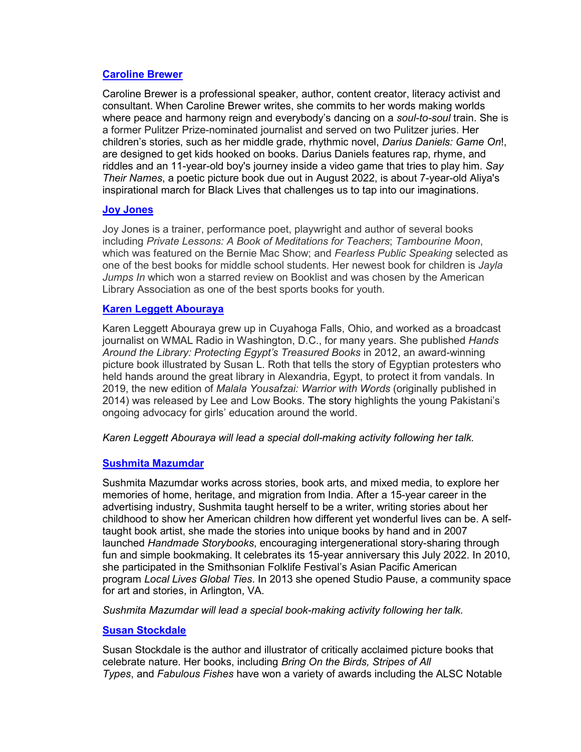### [Caroline Brewer]

Caroline Brewer is a professional speaker, author, content creator, literacy activist and consultant. When Caroline Brewer writes, she commits to her words making worlds where peace and harmony reign and everybody's dancing on a *soul-to-soul* train. She is a former Pulitzer Prize-nominated journalist and served on two Pulitzer juries. Her children's stories, such as her middle grade, rhythmic novel, *Darius Daniels: Game On*!, are designed to get kids hooked on books. Darius Daniels features rap, rhyme, and riddles and an 11-year-old boy's journey inside a video game that tries to play him. *Say Their Names*, a poetic picture book due out in August 2022, is about 7-year-old Aliya's inspirational march for Black Lives that challenges us to tap into our imaginations.

### [Joy Jones]

Joy Jones is a trainer, performance poet, playwright and author of several books including *Private Lessons: A Book of Meditations for Teachers*; *Tambourine Moon*, which was featured on the Bernie Mac Show; and *Fearless Public Speaking* selected as one of the best books for middle school students. Her newest book for children is *Jayla Jumps In* which won a starred review on Booklist and was chosen by the American Library Association as one of the best sports books for youth.

### [Karen Leggett Abouraya]

Karen Leggett Abouraya grew up in Cuyahoga Falls, Ohio, and worked as a broadcast journalist on WMAL Radio in Washington, D.C., for many years. She published *Hands Around the Library: Protecting Egypt's Treasured Books* in 2012, an award-winning picture book illustrated by Susan L. Roth that tells the story of Egyptian protesters who held hands around the great library in Alexandria, Egypt, to protect it from vandals. In 2019, the new edition of *Malala Yousafzai: Warrior with Words* (originally published in 2014) was released by Lee and Low Books. The story highlights the young Pakistani's ongoing advocacy for girls' education around the world.

*Karen Leggett Abouraya will lead a special doll-making activity following her talk.*

### [Sushmita Mazumdar]

Sushmita Mazumdar works across stories, book arts, and mixed media, to explore her memories of home, heritage, and migration from India. After a 15-year career in the advertising industry, Sushmita taught herself to be a writer, writing stories about her childhood to show her American children how different yet wonderful lives can be. A self-taught book artist, she made the stories into unique books by hand and in 2007 launched *Handmade Storybooks*, encouraging intergenerational story-sharing through fun and simple bookmaking. It celebrates its 15-year anniversary this July 2022. In 2010, she participated in the Smithsonian Folklife Festival's Asian Pacific American program *Local Lives Global Ties*. In 2013 she opened Studio Pause, a community space for art and stories, in Arlington, VA.

*Sushmita Mazumdar will lead a special book-making activity following her talk.*

### [Susan Stockdale]

Susan Stockdale is the author and illustrator of critically acclaimed picture books that celebrate nature. Her books, including *Bring On the Birds, Stripes of All Types*, and *Fabulous Fishes* have won a variety of awards including the ALSC Notable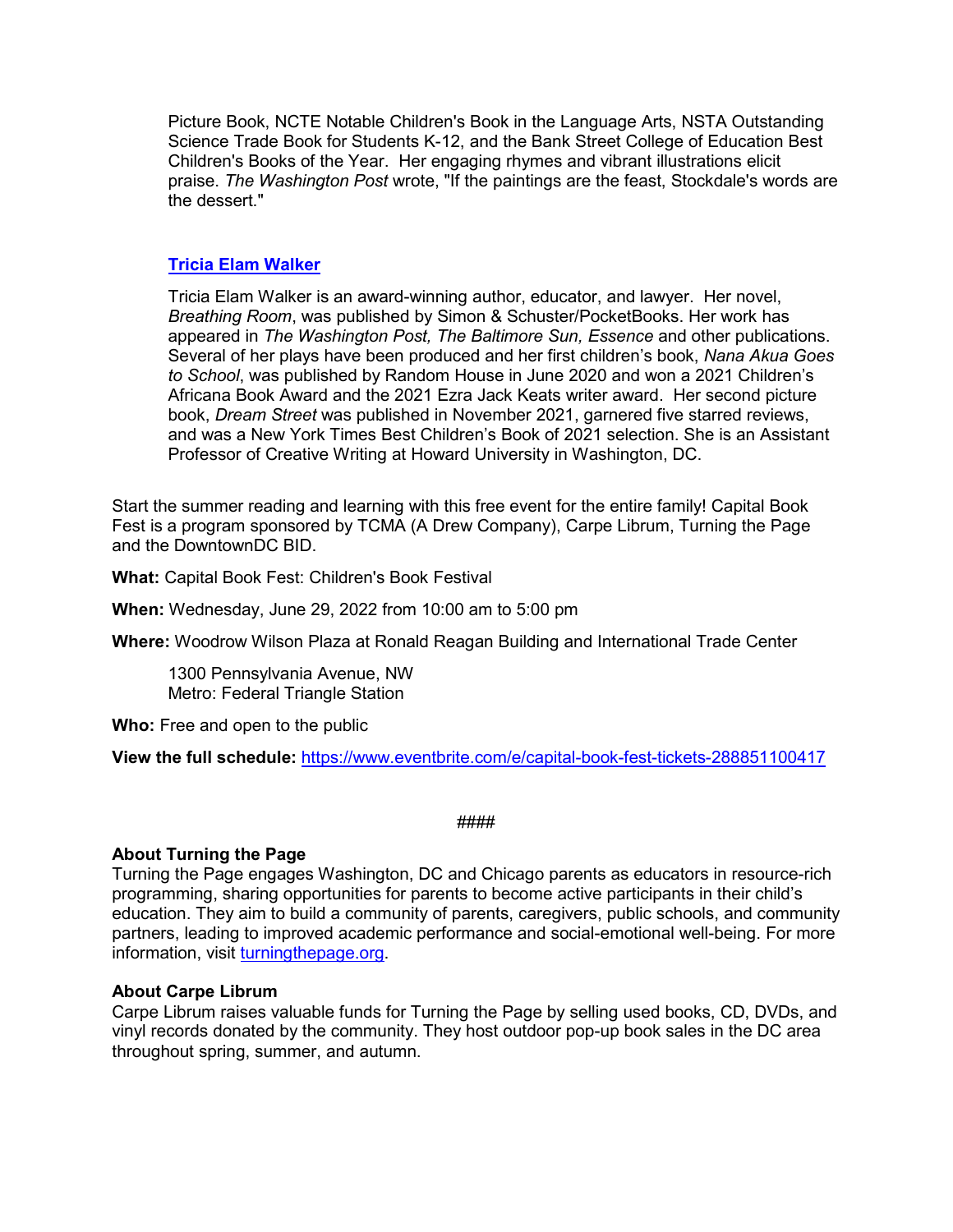Picture Book, NCTE Notable Children's Book in the Language Arts, NSTA Outstanding Science Trade Book for Students K-12, and the Bank Street College of Education Best Children's Books of the Year. Her engaging rhymes and vibrant illustrations elicit praise. *The Washington Post* wrote, "If the paintings are the feast, Stockdale's words are the dessert."

**[Tricia Elam Walker]()**

Tricia Elam Walker is an award-winning author, educator, and lawyer. Her novel, *Breathing Room*, was published by Simon & Schuster/PocketBooks. Her work has appeared in *The Washington Post, The Baltimore Sun, Essence* and other publications. Several of her plays have been produced and her first children's book, *Nana Akua Goes to School*, was published by Random House in June 2020 and won a 2021 Children's Africana Book Award and the 2021 Ezra Jack Keats writer award. Her second picture book, *Dream Street* was published in November 2021, garnered five starred reviews, and was a New York Times Best Children's Book of 2021 selection. She is an Assistant Professor of Creative Writing at Howard University in Washington, DC.

Start the summer reading and learning with this free event for the entire family! Capital Book Fest is a program sponsored by TCMA (A Drew Company), Carpe Librum, Turning the Page and the DowntownDC BID.

**What:** Capital Book Fest: Children's Book Festival

**When:** Wednesday, June 29, 2022 from 10:00 am to 5:00 pm

**Where:** Woodrow Wilson Plaza at Ronald Reagan Building and International Trade Center

1300 Pennsylvania Avenue, NW
Metro: Federal Triangle Station

**Who:** Free and open to the public

**View the full schedule:** [https://www.eventbrite.com/e/capital-book-fest-tickets-288851100417](https://www.eventbrite.com/e/capital-book-fest-tickets-288851100417)

####

**About Turning the Page**
Turning the Page engages Washington, DC and Chicago parents as educators in resource-rich programming, sharing opportunities for parents to become active participants in their child's education. They aim to build a community of parents, caregivers, public schools, and community partners, leading to improved academic performance and social-emotional well-being. For more information, visit [turningthepage.org](turningthepage.org).

**About Carpe Librum**
Carpe Librum raises valuable funds for Turning the Page by selling used books, CD, DVDs, and vinyl records donated by the community. They host outdoor pop-up book sales in the DC area throughout spring, summer, and autumn.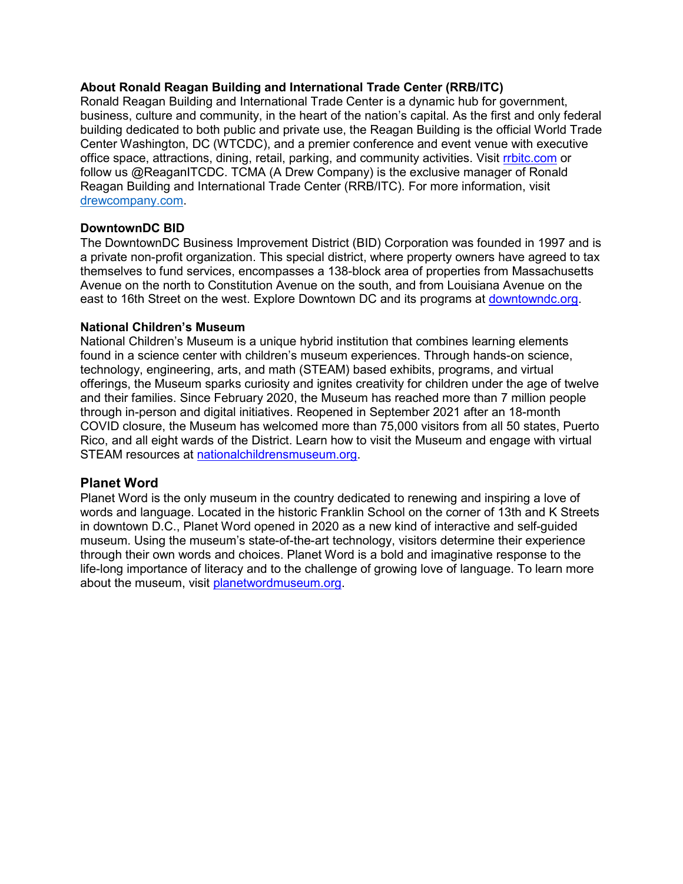**About Ronald Reagan Building and International Trade Center (RRB/ITC)**
Ronald Reagan Building and International Trade Center is a dynamic hub for government, business, culture and community, in the heart of the nation's capital. As the first and only federal building dedicated to both public and private use, the Reagan Building is the official World Trade Center Washington, DC (WTCDC), and a premier conference and event venue with executive office space, attractions, dining, retail, parking, and community activities. Visit rrbitc.com or follow us @ReaganITCDC. TCMA (A Drew Company) is the exclusive manager of Ronald Reagan Building and International Trade Center (RRB/ITC). For more information, visit drewcompany.com.

**DowntownDC BID**
The DowntownDC Business Improvement District (BID) Corporation was founded in 1997 and is a private non-profit organization. This special district, where property owners have agreed to tax themselves to fund services, encompasses a 138-block area of properties from Massachusetts Avenue on the north to Constitution Avenue on the south, and from Louisiana Avenue on the east to 16th Street on the west. Explore Downtown DC and its programs at downtowndc.org.

**National Children's Museum**
National Children's Museum is a unique hybrid institution that combines learning elements found in a science center with children's museum experiences. Through hands-on science, technology, engineering, arts, and math (STEAM) based exhibits, programs, and virtual offerings, the Museum sparks curiosity and ignites creativity for children under the age of twelve and their families. Since February 2020, the Museum has reached more than 7 million people through in-person and digital initiatives. Reopened in September 2021 after an 18-month COVID closure, the Museum has welcomed more than 75,000 visitors from all 50 states, Puerto Rico, and all eight wards of the District. Learn how to visit the Museum and engage with virtual STEAM resources at nationalchildrensmuseum.org.

**Planet Word**
Planet Word is the only museum in the country dedicated to renewing and inspiring a love of words and language. Located in the historic Franklin School on the corner of 13th and K Streets in downtown D.C., Planet Word opened in 2020 as a new kind of interactive and self-guided museum. Using the museum's state-of-the-art technology, visitors determine their experience through their own words and choices. Planet Word is a bold and imaginative response to the life-long importance of literacy and to the challenge of growing love of language. To learn more about the museum, visit planetwordmuseum.org.